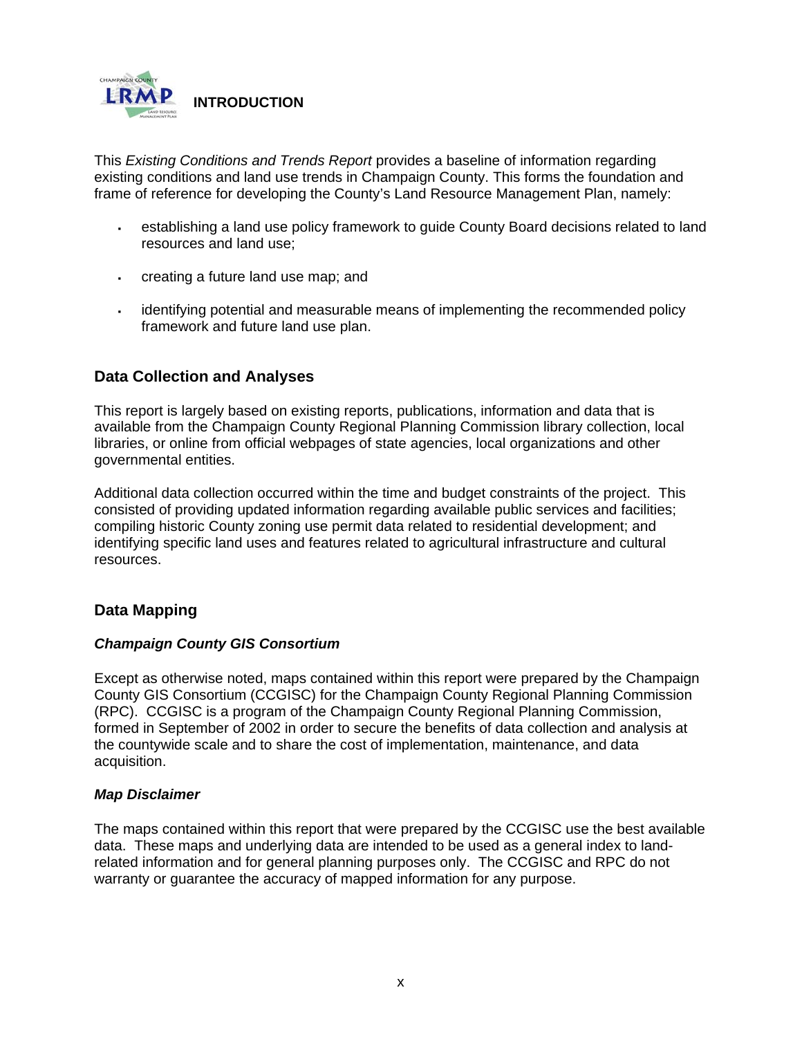# INTRODUCTION

This *Existing Conditions and Trends Report* provides a baseline of information regarding existing conditions and land use trends in Champaign County. This forms the foundation and frame of reference for developing the County's Land Resource Management Plan, namely:

- establishing a land use policy framework to guide County Board decisions related to land resources and land use;
- creating a future land use map; and
- identifying potential and measurable means of implementing the recommended policy framework and future land use plan.

## Data Collection and Analyses

This report is largely based on existing reports, publications, information and data that is available from the Champaign County Regional Planning Commission library collection, local libraries, or online from official webpages of state agencies, local organizations and other governmental entities.

Additional data collection occurred within the time and budget constraints of the project. This consisted of providing updated information regarding available public services and facilities; compiling historic County zoning use permit data related to residential development; and identifying specific land uses and features related to agricultural infrastructure and cultural resources.

## Data Mapping

### *Champaign County GIS Consortium*

Except as otherwise noted, maps contained within this report were prepared by the Champaign County GIS Consortium (CCGISC) for the Champaign County Regional Planning Commission (RPC). CCGISC is a program of the Champaign County Regional Planning Commission, formed in September of 2002 in order to secure the benefits of data collection and analysis at the countywide scale and to share the cost of implementation, maintenance, and data acquisition.

### *Map Disclaimer*

The maps contained within this report that were prepared by the CCGISC use the best available data. These maps and underlying data are intended to be used as a general index to land-related information and for general planning purposes only. The CCGISC and RPC do not warranty or guarantee the accuracy of mapped information for any purpose.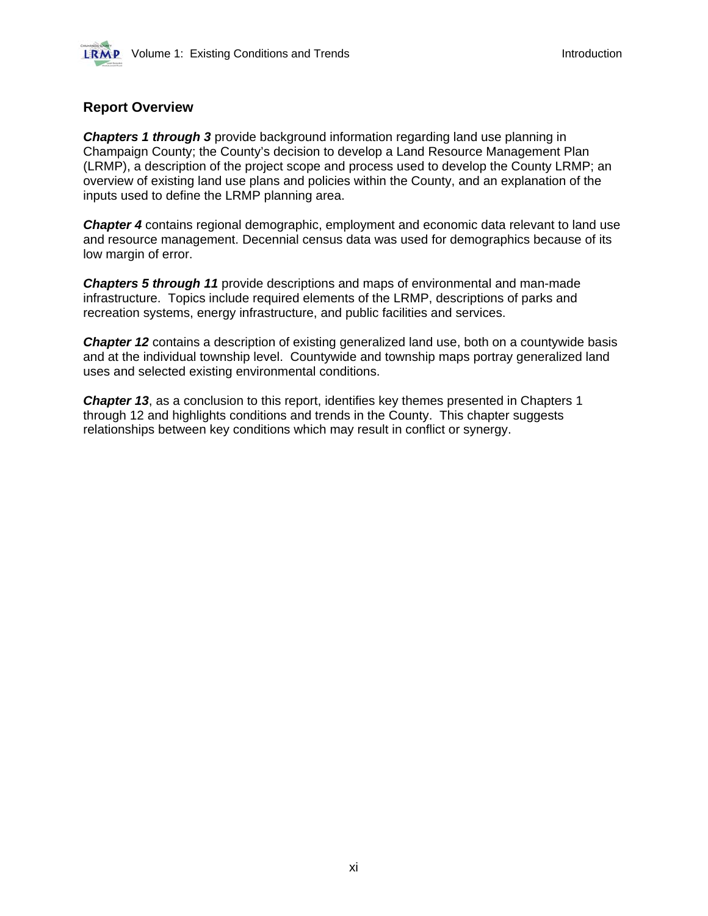## Report Overview

***Chapters 1 through 3*** provide background information regarding land use planning in Champaign County; the County's decision to develop a Land Resource Management Plan (LRMP), a description of the project scope and process used to develop the County LRMP; an overview of existing land use plans and policies within the County, and an explanation of the inputs used to define the LRMP planning area.

***Chapter 4*** contains regional demographic, employment and economic data relevant to land use and resource management. Decennial census data was used for demographics because of its low margin of error.

***Chapters 5 through 11*** provide descriptions and maps of environmental and man-made infrastructure. Topics include required elements of the LRMP, descriptions of parks and recreation systems, energy infrastructure, and public facilities and services.

***Chapter 12*** contains a description of existing generalized land use, both on a countywide basis and at the individual township level. Countywide and township maps portray generalized land uses and selected existing environmental conditions.

***Chapter 13***, as a conclusion to this report, identifies key themes presented in Chapters 1 through 12 and highlights conditions and trends in the County. This chapter suggests relationships between key conditions which may result in conflict or synergy.